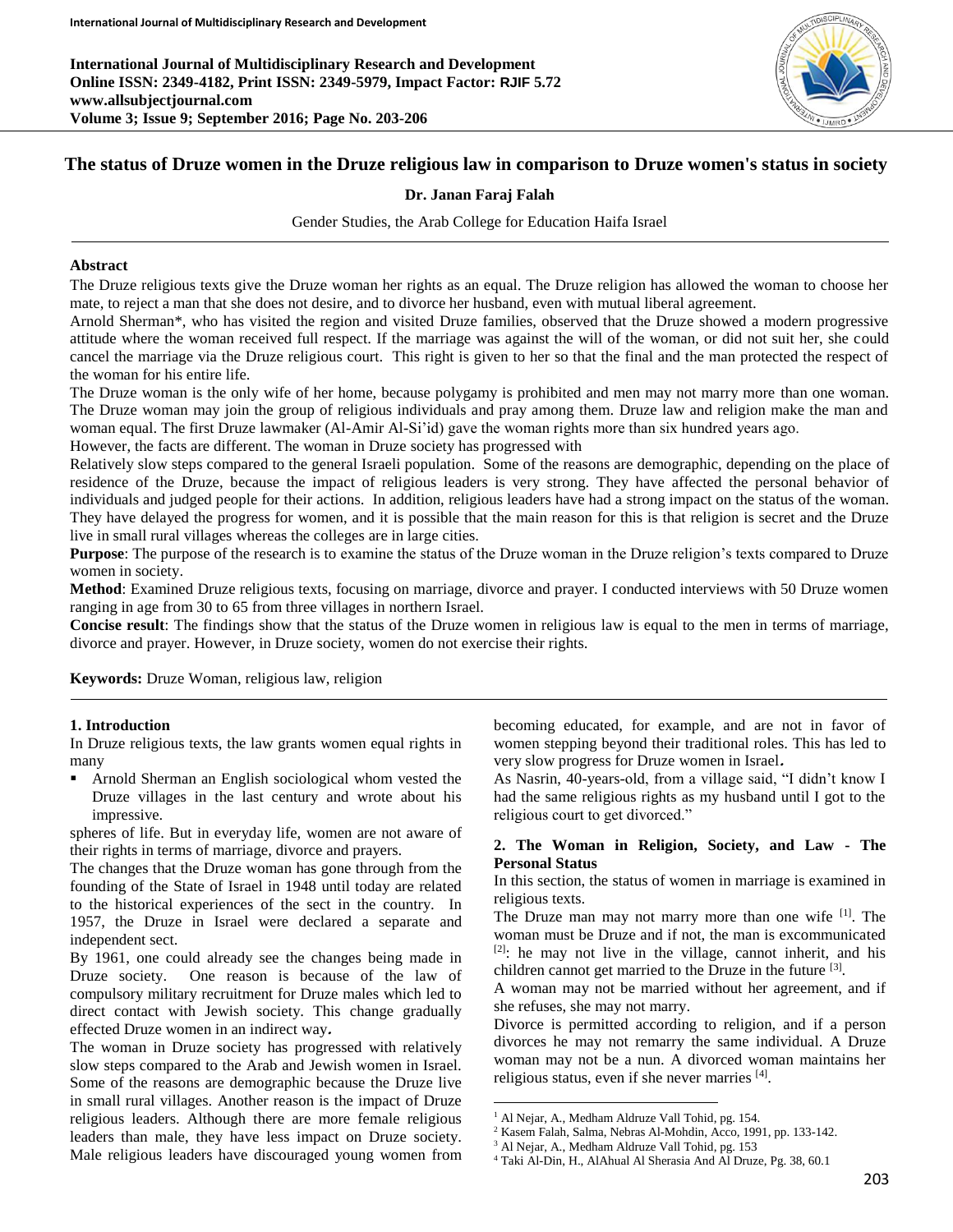# The status of Druze women in the Druze religious law in comparison to Druze women's status in society

**Dr. Janan Faraj Falah**

Gender Studies, the Arab College for Education Haifa Israel

---

**Abstract**

The Druze religious texts give the Druze woman her rights as an equal. The Druze religion has allowed the woman to choose her mate, to reject a man that she does not desire, and to divorce her husband, even with mutual liberal agreement.

Arnold Sherman*, who has visited the region and visited Druze families, observed that the Druze showed a modern progressive attitude where the woman received full respect. If the marriage was against the will of the woman, or did not suit her, she could cancel the marriage via the Druze religious court. This right is given to her so that the final and the man protected the respect of the woman for his entire life.

The Druze woman is the only wife of her home, because polygamy is prohibited and men may not marry more than one woman. The Druze woman may join the group of religious individuals and pray among them. Druze law and religion make the man and woman equal. The first Druze lawmaker (Al-Amir Al-Si'id) gave the woman rights more than six hundred years ago.

However, the facts are different. The woman in Druze society has progressed with Relatively slow steps compared to the general Israeli population. Some of the reasons are demographic, depending on the place of residence of the Druze, because the impact of religious leaders is very strong. They have affected the personal behavior of individuals and judged people for their actions. In addition, religious leaders have had a strong impact on the status of the woman. They have delayed the progress for women, and it is possible that the main reason for this is that religion is secret and the Druze live in small rural villages whereas the colleges are in large cities.

**Purpose**: The purpose of the research is to examine the status of the Druze woman in the Druze religion's texts compared to Druze women in society.

**Method**: Examined Druze religious texts, focusing on marriage, divorce and prayer. I conducted interviews with 50 Druze women ranging in age from 30 to 65 from three villages in northern Israel.

**Concise result**: The findings show that the status of the Druze women in religious law is equal to the men in terms of marriage, divorce and prayer. However, in Druze society, women do not exercise their rights.

**Keywords:** Druze Woman, religious law, religion

---

## 1. Introduction

In Druze religious texts, the law grants women equal rights in many spheres of life. But in everyday life, women are not aware of their rights in terms of marriage, divorce and prayers.

- Arnold Sherman an English sociological whom vested the Druze villages in the last century and wrote about his impressive.

The changes that the Druze woman has gone through from the founding of the State of Israel in 1948 until today are related to the historical experiences of the sect in the country. In 1957, the Druze in Israel were declared a separate and independent sect.

By 1961, one could already see the changes being made in Druze society. One reason is because of the law of compulsory military recruitment for Druze males which led to direct contact with Jewish society. This change gradually effected Druze women in an indirect way**.**

The woman in Druze society has progressed with relatively slow steps compared to the Arab and Jewish women in Israel. Some of the reasons are demographic because the Druze live in small rural villages. Another reason is the impact of Druze religious leaders. Although there are more female religious leaders than male, they have less impact on Druze society. Male religious leaders have discouraged young women from becoming educated, for example, and are not in favor of women stepping beyond their traditional roles. This has led to very slow progress for Druze women in Israel**.**

As Nasrin, 40-years-old, from a village said, "I didn't know I had the same religious rights as my husband until I got to the religious court to get divorced."

## 2. The Woman in Religion, Society, and Law - The Personal Status

In this section, the status of women in marriage is examined in religious texts.

The Druze man may not marry more than one wife [1]. The woman must be Druze and if not, the man is excommunicated [2]: he may not live in the village, cannot inherit, and his children cannot get married to the Druze in the future [3].

A woman may not be married without her agreement, and if she refuses, she may not marry.

Divorce is permitted according to religion, and if a person divorces he may not remarry the same individual. A Druze woman may not be a nun. A divorced woman maintains her religious status, even if she never marries [4].

---

[1] Al Nejar, A., Medham Aldruze Vall Tohid, pg. 154.

[2] Kasem Falah, Salma, Nebras Al-Mohdin, Acco, 1991, pp. 133-142.

[3] Al Nejar, A., Medham Aldruze Vall Tohid, pg. 153

[4] Taki Al-Din, H., AlAhual Al Sherasia And Al Druze, Pg. 38, 60.1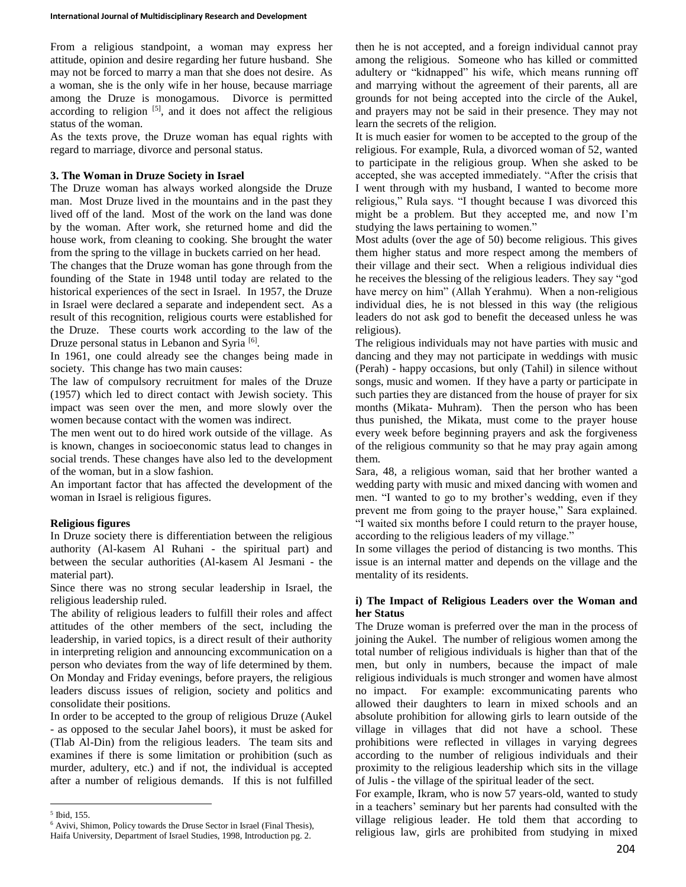From a religious standpoint, a woman may express her attitude, opinion and desire regarding her future husband. She may not be forced to marry a man that she does not desire. As a woman, she is the only wife in her house, because marriage among the Druze is monogamous. Divorce is permitted according to religion [5], and it does not affect the religious status of the woman.

As the texts prove, the Druze woman has equal rights with regard to marriage, divorce and personal status.

### 3. The Woman in Druze Society in Israel

The Druze woman has always worked alongside the Druze man. Most Druze lived in the mountains and in the past they lived off of the land. Most of the work on the land was done by the woman. After work, she returned home and did the house work, from cleaning to cooking. She brought the water from the spring to the village in buckets carried on her head.

The changes that the Druze woman has gone through from the founding of the State in 1948 until today are related to the historical experiences of the sect in Israel. In 1957, the Druze in Israel were declared a separate and independent sect. As a result of this recognition, religious courts were established for the Druze. These courts work according to the law of the Druze personal status in Lebanon and Syria [6].

In 1961, one could already see the changes being made in society. This change has two main causes:

The law of compulsory recruitment for males of the Druze (1957) which led to direct contact with Jewish society. This impact was seen over the men, and more slowly over the women because contact with the women was indirect.

The men went out to do hired work outside of the village. As is known, changes in socioeconomic status lead to changes in social trends. These changes have also led to the development of the woman, but in a slow fashion.

An important factor that has affected the development of the woman in Israel is religious figures.

#### Religious figures

In Druze society there is differentiation between the religious authority (Al-kasem Al Ruhani - the spiritual part) and between the secular authorities (Al-kasem Al Jesmani - the material part).

Since there was no strong secular leadership in Israel, the religious leadership ruled.

The ability of religious leaders to fulfill their roles and affect attitudes of the other members of the sect, including the leadership, in varied topics, is a direct result of their authority in interpreting religion and announcing excommunication on a person who deviates from the way of life determined by them. On Monday and Friday evenings, before prayers, the religious leaders discuss issues of religion, society and politics and consolidate their positions.

In order to be accepted to the group of religious Druze (Aukel - as opposed to the secular Jahel boors), it must be asked for (Tlab Al-Din) from the religious leaders. The team sits and examines if there is some limitation or prohibition (such as murder, adultery, etc.) and if not, the individual is accepted after a number of religious demands. If this is not fulfilled then he is not accepted, and a foreign individual cannot pray among the religious. Someone who has killed or committed adultery or "kidnapped" his wife, which means running off and marrying without the agreement of their parents, all are grounds for not being accepted into the circle of the Aukel, and prayers may not be said in their presence. They may not learn the secrets of the religion.

It is much easier for women to be accepted to the group of the religious. For example, Rula, a divorced woman of 52, wanted to participate in the religious group. When she asked to be accepted, she was accepted immediately. "After the crisis that I went through with my husband, I wanted to become more religious," Rula says. "I thought because I was divorced this might be a problem. But they accepted me, and now I'm studying the laws pertaining to women."

Most adults (over the age of 50) become religious. This gives them higher status and more respect among the members of their village and their sect. When a religious individual dies he receives the blessing of the religious leaders. They say "god have mercy on him" (Allah Yerahmu). When a non-religious individual dies, he is not blessed in this way (the religious leaders do not ask god to benefit the deceased unless he was religious).

The religious individuals may not have parties with music and dancing and they may not participate in weddings with music (Perah) - happy occasions, but only (Tahil) in silence without songs, music and women. If they have a party or participate in such parties they are distanced from the house of prayer for six months (Mikata- Muhram). Then the person who has been thus punished, the Mikata, must come to the prayer house every week before beginning prayers and ask the forgiveness of the religious community so that he may pray again among them.

Sara, 48, a religious woman, said that her brother wanted a wedding party with music and mixed dancing with women and men. "I wanted to go to my brother's wedding, even if they prevent me from going to the prayer house," Sara explained. "I waited six months before I could return to the prayer house, according to the religious leaders of my village."

In some villages the period of distancing is two months. This issue is an internal matter and depends on the village and the mentality of its residents.

#### i) The Impact of Religious Leaders over the Woman and her Status

The Druze woman is preferred over the man in the process of joining the Aukel. The number of religious women among the total number of religious individuals is higher than that of the men, but only in numbers, because the impact of male religious individuals is much stronger and women have almost no impact. For example: excommunicating parents who allowed their daughters to learn in mixed schools and an absolute prohibition for allowing girls to learn outside of the village in villages that did not have a school. These prohibitions were reflected in villages in varying degrees according to the number of religious individuals and their proximity to the religious leadership which sits in the village of Julis - the village of the spiritual leader of the sect.

For example, Ikram, who is now 57 years-old, wanted to study in a teachers' seminary but her parents had consulted with the village religious leader. He told them that according to religious law, girls are prohibited from studying in mixed

---

5 Ibid, 155.

6 Avivi, Shimon, Policy towards the Druse Sector in Israel (Final Thesis), Haifa University, Department of Israel Studies, 1998, Introduction pg. 2.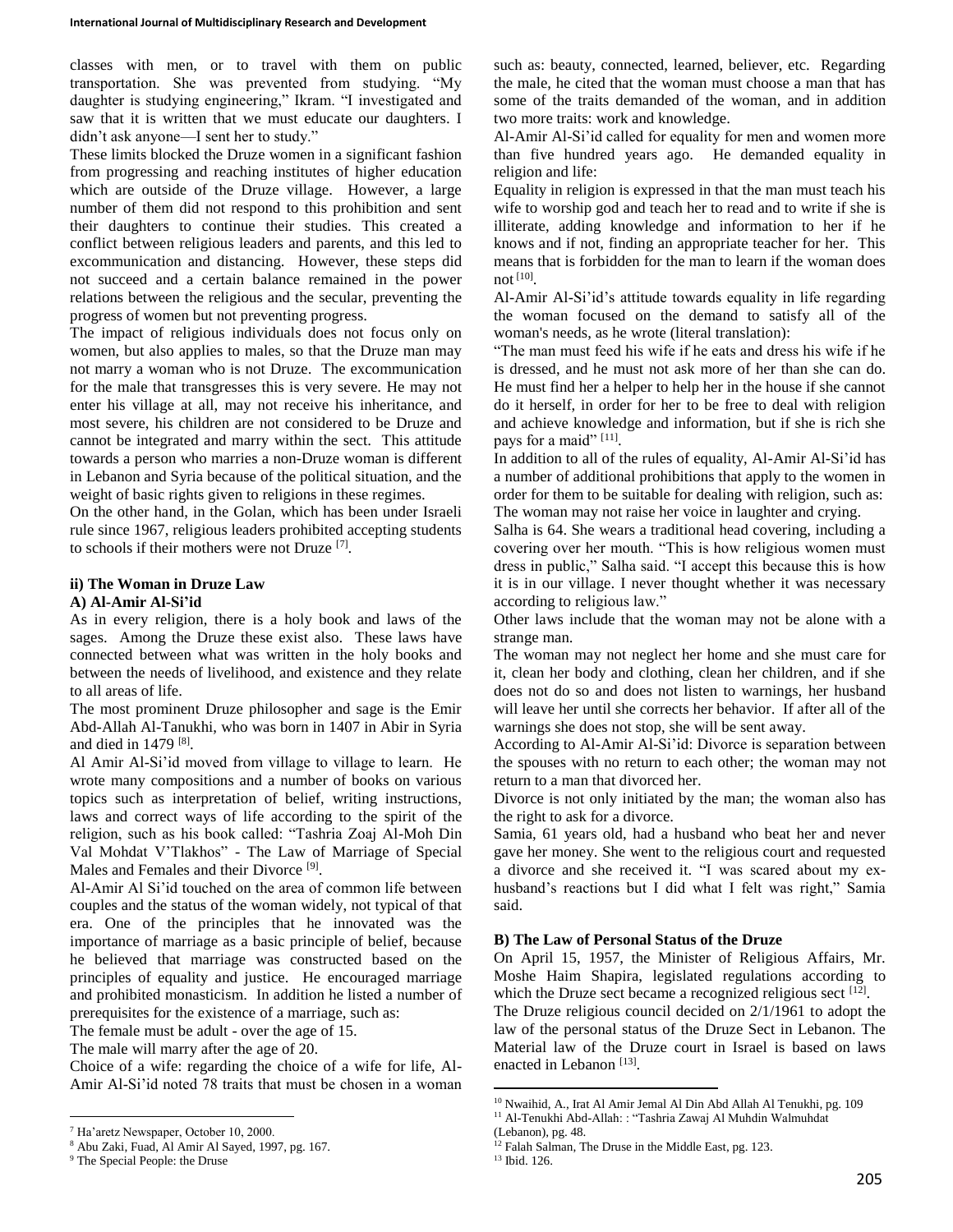classes with men, or to travel with them on public transportation. She was prevented from studying. "My daughter is studying engineering," Ikram. "I investigated and saw that it is written that we must educate our daughters. I didn't ask anyone—I sent her to study."

These limits blocked the Druze women in a significant fashion from progressing and reaching institutes of higher education which are outside of the Druze village. However, a large number of them did not respond to this prohibition and sent their daughters to continue their studies. This created a conflict between religious leaders and parents, and this led to excommunication and distancing. However, these steps did not succeed and a certain balance remained in the power relations between the religious and the secular, preventing the progress of women but not preventing progress.

The impact of religious individuals does not focus only on women, but also applies to males, so that the Druze man may not marry a woman who is not Druze. The excommunication for the male that transgresses this is very severe. He may not enter his village at all, may not receive his inheritance, and most severe, his children are not considered to be Druze and cannot be integrated and marry within the sect. This attitude towards a person who marries a non-Druze woman is different in Lebanon and Syria because of the political situation, and the weight of basic rights given to religions in these regimes.

On the other hand, in the Golan, which has been under Israeli rule since 1967, religious leaders prohibited accepting students to schools if their mothers were not Druze [7].

### ii) The Woman in Druze Law

#### A) Al-Amir Al-Si'id

As in every religion, there is a holy book and laws of the sages. Among the Druze these exist also. These laws have connected between what was written in the holy books and between the needs of livelihood, and existence and they relate to all areas of life.

The most prominent Druze philosopher and sage is the Emir Abd-Allah Al-Tanukhi, who was born in 1407 in Abir in Syria and died in 1479 [8].

Al Amir Al-Si'id moved from village to village to learn. He wrote many compositions and a number of books on various topics such as interpretation of belief, writing instructions, laws and correct ways of life according to the spirit of the religion, such as his book called: "Tashria Zoaj Al-Moh Din Val Mohdat V'Tlakhos" - The Law of Marriage of Special Males and Females and their Divorce [9].

Al-Amir Al Si'id touched on the area of common life between couples and the status of the woman widely, not typical of that era. One of the principles that he innovated was the importance of marriage as a basic principle of belief, because he believed that marriage was constructed based on the principles of equality and justice. He encouraged marriage and prohibited monasticism. In addition he listed a number of prerequisites for the existence of a marriage, such as:

The female must be adult - over the age of 15.

The male will marry after the age of 20.

Choice of a wife: regarding the choice of a wife for life, Al-Amir Al-Si'id noted 78 traits that must be chosen in a woman such as: beauty, connected, learned, believer, etc. Regarding the male, he cited that the woman must choose a man that has some of the traits demanded of the woman, and in addition two more traits: work and knowledge.

Al-Amir Al-Si'id called for equality for men and women more than five hundred years ago. He demanded equality in religion and life:

Equality in religion is expressed in that the man must teach his wife to worship god and teach her to read and to write if she is illiterate, adding knowledge and information to her if he knows and if not, finding an appropriate teacher for her. This means that is forbidden for the man to learn if the woman does not [10].

Al-Amir Al-Si'id's attitude towards equality in life regarding the woman focused on the demand to satisfy all of the woman's needs, as he wrote (literal translation):

"The man must feed his wife if he eats and dress his wife if he is dressed, and he must not ask more of her than she can do. He must find her a helper to help her in the house if she cannot do it herself, in order for her to be free to deal with religion and achieve knowledge and information, but if she is rich she pays for a maid" [11].

In addition to all of the rules of equality, Al-Amir Al-Si'id has a number of additional prohibitions that apply to the women in order for them to be suitable for dealing with religion, such as: The woman may not raise her voice in laughter and crying.

Salha is 64. She wears a traditional head covering, including a covering over her mouth. "This is how religious women must dress in public," Salha said. "I accept this because this is how it is in our village. I never thought whether it was necessary according to religious law."

Other laws include that the woman may not be alone with a strange man.

The woman may not neglect her home and she must care for it, clean her body and clothing, clean her children, and if she does not do so and does not listen to warnings, her husband will leave her until she corrects her behavior. If after all of the warnings she does not stop, she will be sent away.

According to Al-Amir Al-Si'id: Divorce is separation between the spouses with no return to each other; the woman may not return to a man that divorced her.

Divorce is not only initiated by the man; the woman also has the right to ask for a divorce.

Samia, 61 years old, had a husband who beat her and never gave her money. She went to the religious court and requested a divorce and she received it. "I was scared about my ex-husband's reactions but I did what I felt was right," Samia said.

#### B) The Law of Personal Status of the Druze

On April 15, 1957, the Minister of Religious Affairs, Mr. Moshe Haim Shapira, legislated regulations according to which the Druze sect became a recognized religious sect [12].

The Druze religious council decided on 2/1/1961 to adopt the law of the personal status of the Druze Sect in Lebanon. The Material law of the Druze court in Israel is based on laws enacted in Lebanon [13].

---

[7] Ha'aretz Newspaper, October 10, 2000.

[8] Abu Zaki, Fuad, Al Amir Al Sayed, 1997, pg. 167.

[9] The Special People: the Druze

[10] Nwaihid, A., Irat Al Amir Jemal Al Din Abd Allah Al Tenukhi, pg. 109

[11] Al-Tenukhi Abd-Allah: : "Tashria Zawaj Al Muhdin Walmuhdat (Lebanon), pg. 48.

[12] Falah Salman, The Druse in the Middle East, pg. 123.

[13] Ibid. 126.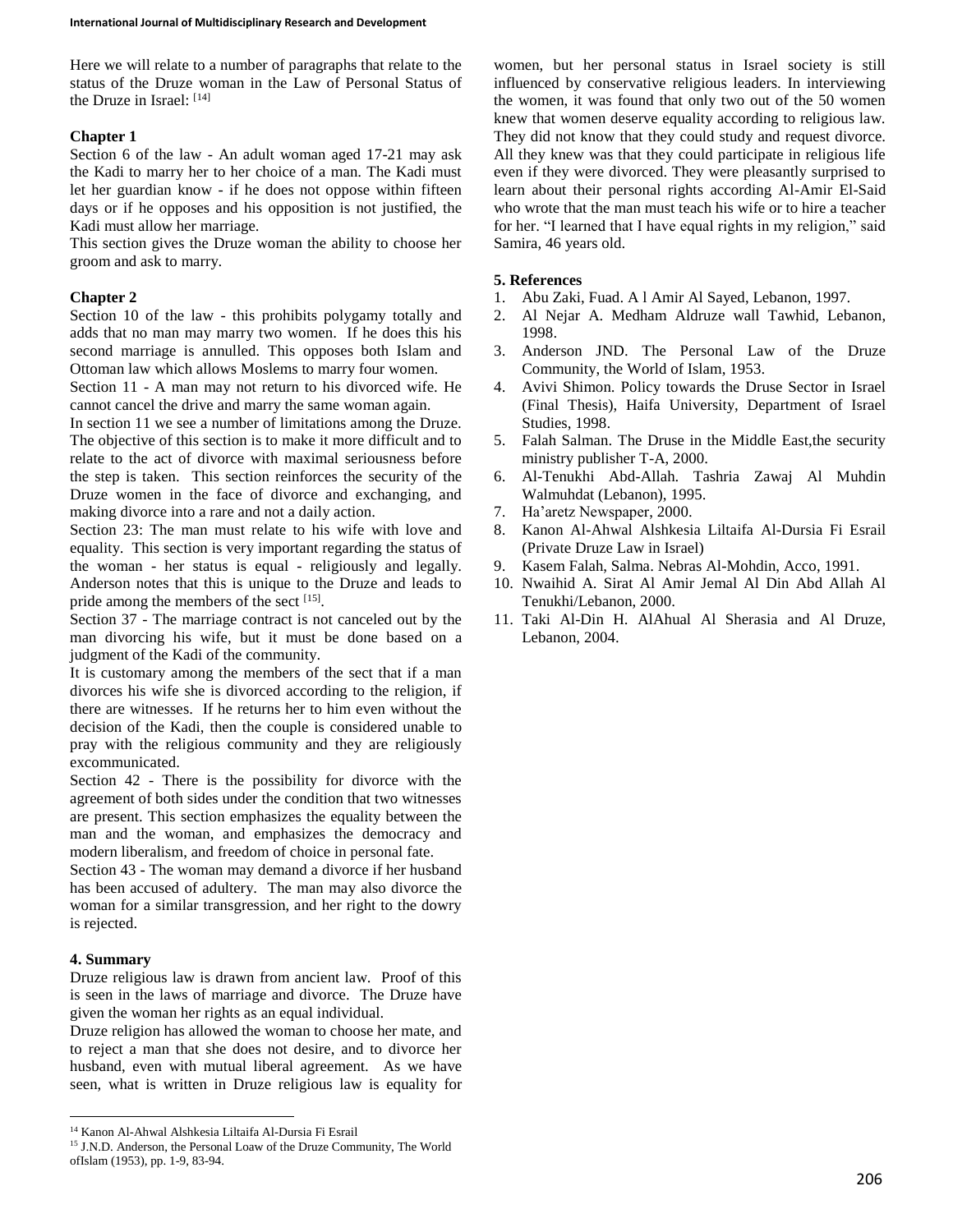Here we will relate to a number of paragraphs that relate to the status of the Druze woman in the Law of Personal Status of the Druze in Israel: [14]

**Chapter 1**

Section 6 of the law - An adult woman aged 17-21 may ask the Kadi to marry her to her choice of a man. The Kadi must let her guardian know - if he does not oppose within fifteen days or if he opposes and his opposition is not justified, the Kadi must allow her marriage.

This section gives the Druze woman the ability to choose her groom and ask to marry.

**Chapter 2**

Section 10 of the law - this prohibits polygamy totally and adds that no man may marry two women. If he does this his second marriage is annulled. This opposes both Islam and Ottoman law which allows Moslems to marry four women.

Section 11 - A man may not return to his divorced wife. He cannot cancel the drive and marry the same woman again.

In section 11 we see a number of limitations among the Druze. The objective of this section is to make it more difficult and to relate to the act of divorce with maximal seriousness before the step is taken. This section reinforces the security of the Druze women in the face of divorce and exchanging, and making divorce into a rare and not a daily action.

Section 23: The man must relate to his wife with love and equality. This section is very important regarding the status of the woman - her status is equal - religiously and legally. Anderson notes that this is unique to the Druze and leads to pride among the members of the sect [15].

Section 37 - The marriage contract is not canceled out by the man divorcing his wife, but it must be done based on a judgment of the Kadi of the community.

It is customary among the members of the sect that if a man divorces his wife she is divorced according to the religion, if there are witnesses. If he returns her to him even without the decision of the Kadi, then the couple is considered unable to pray with the religious community and they are religiously excommunicated.

Section 42 - There is the possibility for divorce with the agreement of both sides under the condition that two witnesses are present. This section emphasizes the equality between the man and the woman, and emphasizes the democracy and modern liberalism, and freedom of choice in personal fate.

Section 43 - The woman may demand a divorce if her husband has been accused of adultery. The man may also divorce the woman for a similar transgression, and her right to the dowry is rejected.

**4. Summary**

Druze religious law is drawn from ancient law. Proof of this is seen in the laws of marriage and divorce. The Druze have given the woman her rights as an equal individual.

Druze religion has allowed the woman to choose her mate, and to reject a man that she does not desire, and to divorce her husband, even with mutual liberal agreement. As we have seen, what is written in Druze religious law is equality for women, but her personal status in Israel society is still influenced by conservative religious leaders. In interviewing the women, it was found that only two out of the 50 women knew that women deserve equality according to religious law. They did not know that they could study and request divorce. All they knew was that they could participate in religious life even if they were divorced. They were pleasantly surprised to learn about their personal rights according Al-Amir El-Said who wrote that the man must teach his wife or to hire a teacher for her. “I learned that I have equal rights in my religion,” said Samira, 46 years old.

**5. References**

1. Abu Zaki, Fuad. A l Amir Al Sayed, Lebanon, 1997.
2. Al Nejar A. Medham Aldruze wall Tawhid, Lebanon, 1998.
3. Anderson JND. The Personal Law of the Druze Community, the World of Islam, 1953.
4. Avivi Shimon. Policy towards the Druse Sector in Israel (Final Thesis), Haifa University, Department of Israel Studies, 1998.
5. Falah Salman. The Druse in the Middle East,the security ministry publisher T-A, 2000.
6. Al-Tenukhi Abd-Allah. Tashria Zawaj Al Muhdin Walmuhdat (Lebanon), 1995.
7. Ha’aretz Newspaper, 2000.
8. Kanon Al-Ahwal Alshkesia Liltaifa Al-Dursia Fi Esrail (Private Druze Law in Israel)
9. Kasem Falah, Salma. Nebras Al-Mohdin, Acco, 1991.
10. Nwaihid A. Sirat Al Amir Jemal Al Din Abd Allah Al Tenukhi/Lebanon, 2000.
11. Taki Al-Din H. AlAhual Al Sherasia and Al Druze, Lebanon, 2004.

---

[14] Kanon Al-Ahwal Alshkesia Liltaifa Al-Dursia Fi Esrail

[15] J.N.D. Anderson, the Personal Loaw of the Druze Community, The World ofIslam (1953), pp. 1-9, 83-94.